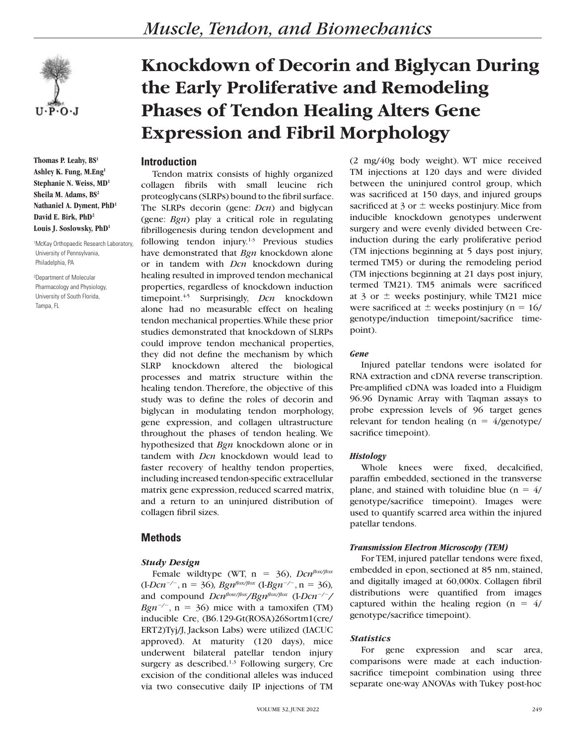# Knockdown of Decorin and Biglycan During the Early Proliferative and Remodeling Phases of Tendon Healing Alters Gene Expression and Fibril Morphology

**Thomas P. Leahy, BS[1]**
**Ashley K. Fung, M.Eng[1]**
**Stephanie N. Weiss, MD[1]**
**Sheila M. Adams, BS[2]**
**Nathaniel A. Dyment, PhD[1]**
**David E. Birk, PhD[2]**
**Louis J. Soslowsky, PhD[1]**

[1]McKay Orthopaedic Research Laboratory, University of Pennsylvania, Philadelphia, PA

[2]Department of Molecular Pharmacology and Physiology, University of South Florida, Tampa, FL

## Introduction

Tendon matrix consists of highly organized collagen fibrils with small leucine rich proteoglycans (SLRPs) bound to the fibril surface. The SLRPs decorin (gene: *Dcn*) and biglycan (gene: *Bgn*) play a critical role in regulating fibrillogenesis during tendon development and following tendon injury.[1-3] Previous studies have demonstrated that *Bgn* knockdown alone or in tandem with *Dcn* knockdown during healing resulted in improved tendon mechanical properties, regardless of knockdown induction timepoint.[4,5] Surprisingly, *Dcn* knockdown alone had no measurable effect on healing tendon mechanical properties. While these prior studies demonstrated that knockdown of SLRPs could improve tendon mechanical properties, they did not define the mechanism by which SLRP knockdown altered the biological processes and matrix structure within the healing tendon. Therefore, the objective of this study was to define the roles of decorin and biglycan in modulating tendon morphology, gene expression, and collagen ultrastructure throughout the phases of tendon healing. We hypothesized that *Bgn* knockdown alone or in tandem with *Dcn* knockdown would lead to faster recovery of healthy tendon properties, including increased tendon-specific extracellular matrix gene expression, reduced scarred matrix, and a return to an uninjured distribution of collagen fibril sizes.

## Methods

### Study Design

Female wildtype (WT, n = 36), *Dcn*$^{flox/flox}$ (I-*Dcn*$^{-/-}$, n = 36), *Bgn*$^{flox/flox}$ (I-*Bgn*$^{-/-}$, n = 36), and compound *Dcn*$^{flox/flox}$/*Bgn*$^{flox/flox}$ (I-*Dcn*$^{-/-}$/*Bgn*$^{-/-}$, n = 36) mice with a tamoxifen (TM) inducible Cre, (B6.129-Gt(ROSA)26Sortm1(cre/ERT2)Tyj/J, Jackson Labs) were utilized (IACUC approved). At maturity (120 days), mice underwent bilateral patellar tendon injury surgery as described.[1,3] Following surgery, Cre excision of the conditional alleles was induced via two consecutive daily IP injections of TM (2 mg/40g body weight). WT mice received TM injections at 120 days and were divided between the uninjured control group, which was sacrificed at 150 days, and injured groups sacrificed at 3 or ± weeks postinjury. Mice from inducible knockdown genotypes underwent surgery and were evenly divided between Cre-induction during the early proliferative period (TM injections beginning at 5 days post injury, termed TM5) or during the remodeling period (TM injections beginning at 21 days post injury, termed TM21). TM5 animals were sacrificed at 3 or ± weeks postinjury, while TM21 mice were sacrificed at ± weeks postinjury (n = 16/genotype/induction timepoint/sacrifice timepoint).

### Gene

Injured patellar tendons were isolated for RNA extraction and cDNA reverse transcription. Pre-amplified cDNA was loaded into a Fluidigm 96.96 Dynamic Array with Taqman assays to probe expression levels of 96 target genes relevant for tendon healing (n = 4/genotype/sacrifice timepoint).

### Histology

Whole knees were fixed, decalcified, paraffin embedded, sectioned in the transverse plane, and stained with toluidine blue (n = 4/genotype/sacrifice timepoint). Images were used to quantify scarred area within the injured patellar tendons.

### Transmission Electron Microscopy (TEM)

For TEM, injured patellar tendons were fixed, embedded in epon, sectioned at 85 nm, stained, and digitally imaged at 60,000x. Collagen fibril distributions were quantified from images captured within the healing region (n = 4/genotype/sacrifice timepoint).

### Statistics

For gene expression and scar area, comparisons were made at each induction-sacrifice timepoint combination using three separate one-way ANOVAs with Tukey post-hoc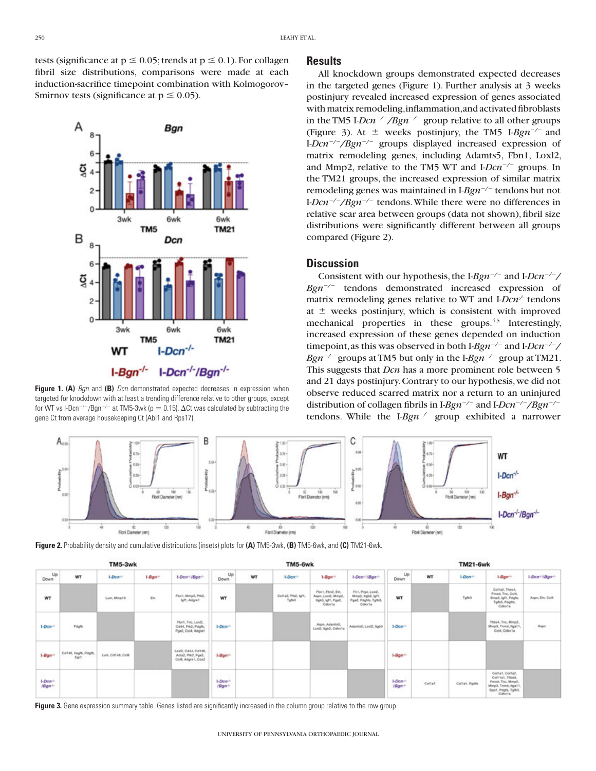tests (significance at $p \leq 0.05$; trends at $p \leq 0.1$). For collagen fibril size distributions, comparisons were made at each induction-sacrifice timepoint combination with Kolmogorov–Smirnov tests (significance at $p \leq 0.05$).

**Figure 1. (A)** *Bgn* and **(B)** *Dcn* demonstrated expected decreases in expression when targeted for knockdown with at least a trending difference relative to other groups, except for WT vs I-Dcn$^{-/-}$/Bgn$^{-/-}$ at TM5-3wk ($p = 0.15$). ΔCt was calculated by subtracting the gene Ct from average housekeeping Ct (Abl1 and Rps17).

## Results

All knockdown groups demonstrated expected decreases in the targeted genes (Figure 1). Further analysis at 3 weeks postinjury revealed increased expression of genes associated with matrix remodeling, inflammation, and activated fibroblasts in the TM5 I-*Dcn*$^{-/-}$/*Bgn*$^{-/-}$ group relative to all other groups (Figure 3). At ± weeks postinjury, the TM5 I-*Bgn*$^{-/-}$ and I-*Dcn*$^{-/-}$/*Bgn*$^{-/-}$ groups displayed increased expression of matrix remodeling genes, including Adamts5, Fbn1, Loxl2, and Mmp2, relative to the TM5 WT and I-*Dcn*$^{-/-}$ groups. In the TM21 groups, the increased expression of similar matrix remodeling genes was maintained in I-*Bgn*$^{-/-}$ tendons but not I-*Dcn*$^{-/-}$/*Bgn*$^{-/-}$ tendons. While there were no differences in relative scar area between groups (data not shown), fibril size distributions were significantly different between all groups compared (Figure 2).

## Discussion

Consistent with our hypothesis, the I-*Bgn*$^{-/-}$ and I-*Dcn*$^{-/-}$/*Bgn*$^{-/-}$ tendons demonstrated increased expression of matrix remodeling genes relative to WT and I-*Dcn*$^{-/-}$ tendons at ± weeks postinjury, which is consistent with improved mechanical properties in these groups.[4,5] Interestingly, increased expression of these genes depended on induction timepoint, as this was observed in both I-*Bgn*$^{-/-}$ and I-*Dcn*$^{-/-}$/*Bgn*$^{-/-}$ groups at TM5 but only in the I-*Bgn*$^{-/-}$ group at TM21. This suggests that *Dcn* has a more prominent role between 5 and 21 days postinjury. Contrary to our hypothesis, we did not observe reduced scarred matrix nor a return to an uninjured distribution of collagen fibrils in I-*Bgn*$^{-/-}$ and I-*Dcn*$^{-/-}$/*Bgn*$^{-/-}$ tendons. While the I-*Bgn*$^{-/-}$ group exhibited a narrower

**Figure 2.** Probability density and cumulative distributions (insets) plots for **(A)** TM5-3wk, **(B)** TM5-6wk, and **(C)** TM21-6wk.

**TM5-3wk**

| Up / Down | WT | I-Dcn$^{-/-}$ | I-Bgn$^{-/-}$ | I-Dcn$^{-/-}$/Bgn$^{-/-}$ |
|---|---|---|---|---|
| WT | | Lum, Mmp13 | Eln | Fbn1, Mmp3, Ptk2, Igf1, Adgre1 |
| I-Dcn$^{-/-}$ | Pdgfb | | | Fbn1, Tnc, Loxl2, Cd44, Ptk2, Pdgfb, Pge2, Ccl4, Adgre1 |
| I-Bgn$^{-/-}$ | Cd146, Vegfb, Pdgfb, Egr1 | Lum, Cd146, Ccl8 | | Loxl2, Cd44, Cd146, Acta2, Ptk2, Pge2, Ccl8, Adgre1, Cox2 |
| I-Dcn$^{-/-}$/Bgn$^{-/-}$ | | | | |

**TM5-6wk**

| Up / Down | WT | I-Dcn$^{-/-}$ | I-Bgn$^{-/-}$ | I-Dcn$^{-/-}$/Bgn$^{-/-}$ |
|---|---|---|---|---|
| WT | | Col1a2, Ptk2, Igf1, Tgfb3 | Fbn1, Fbn2, Eln, Aspn, Loxl2, Mmp2, Itgb3, Igf1, Pge2, Cdkn1a | Fn1, Pge4, Loxl2, Mmp2, Itgb3, Igf1, Pge2, Pdgfb, Tgfb3, Cdkn1a |
| I-Dcn$^{-/-}$ | | | Aspn, Adamts5, Loxl2, Itgb3, Cdkn1a | Adamts5, Loxl2, Itgb3 |
| I-Bgn$^{-/-}$ | | | | |
| I-Dcn$^{-/-}$/Bgn$^{-/-}$ | | | | |

**TM21-6wk**

| Up / Down | WT | I-Dcn$^{-/-}$ | I-Bgn$^{-/-}$ | I-Dcn$^{-/-}$/Bgn$^{-/-}$ |
|---|---|---|---|---|
| WT | | Tgfb3 | Col1a2, Thbs4, Fmod, Tnc, Col4, Bmp2, Igf1, Pdgfa, Tgfb3, Pdgfb, Cdkn1a | Aspn, Eln, Col4 |
| I-Dcn$^{-/-}$ | | | Thbs4, Tnc, Mmp2, Mmp3, Tnmd, Itga11, Col4, Cdkn1a | Aspn |
| I-Bgn$^{-/-}$ | | | | |
| I-Dcn$^{-/-}$/Bgn$^{-/-}$ | Col1a1 | Col1a1, Pgdfa | Col1a1, Col1a2, Col11a1, Thbs4, Fmod, Tnc, Mmp2, Mmp3, Tnmd, Itga11, Spp1, Pdgfa, Tgfb3, Cdkn1a | |

**Figure 3.** Gene expression summary table. Genes listed are significantly increased in the column group relative to the row group.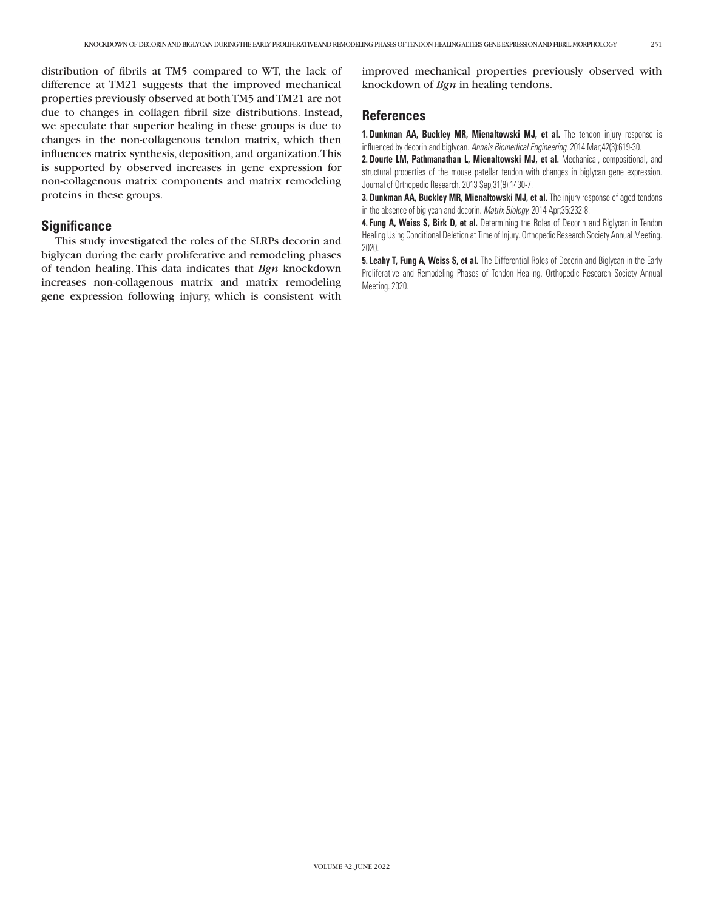distribution of fibrils at TM5 compared to WT, the lack of difference at TM21 suggests that the improved mechanical properties previously observed at both TM5 and TM21 are not due to changes in collagen fibril size distributions. Instead, we speculate that superior healing in these groups is due to changes in the non-collagenous tendon matrix, which then influences matrix synthesis, deposition, and organization. This is supported by observed increases in gene expression for non-collagenous matrix components and matrix remodeling proteins in these groups.

## Significance

This study investigated the roles of the SLRPs decorin and biglycan during the early proliferative and remodeling phases of tendon healing. This data indicates that *Bgn* knockdown increases non-collagenous matrix and matrix remodeling gene expression following injury, which is consistent with improved mechanical properties previously observed with knockdown of *Bgn* in healing tendons.

## References

**1. Dunkman AA, Buckley MR, Mienaltowski MJ, et al.** The tendon injury response is influenced by decorin and biglycan. *Annals Biomedical Engineering.* 2014 Mar;42(3):619-30.

**2. Dourte LM, Pathmanathan L, Mienaltowski MJ, et al.** Mechanical, compositional, and structural properties of the mouse patellar tendon with changes in biglycan gene expression. Journal of Orthopedic Research. 2013 Sep;31(9):1430-7.

**3. Dunkman AA, Buckley MR, Mienaltowski MJ, et al.** The injury response of aged tendons in the absence of biglycan and decorin. *Matrix Biology.* 2014 Apr;35:232-8.

**4. Fung A, Weiss S, Birk D, et al.** Determining the Roles of Decorin and Biglycan in Tendon Healing Using Conditional Deletion at Time of Injury. Orthopedic Research Society Annual Meeting. 2020.

**5. Leahy T, Fung A, Weiss S, et al.** The Differential Roles of Decorin and Biglycan in the Early Proliferative and Remodeling Phases of Tendon Healing. Orthopedic Research Society Annual Meeting. 2020.